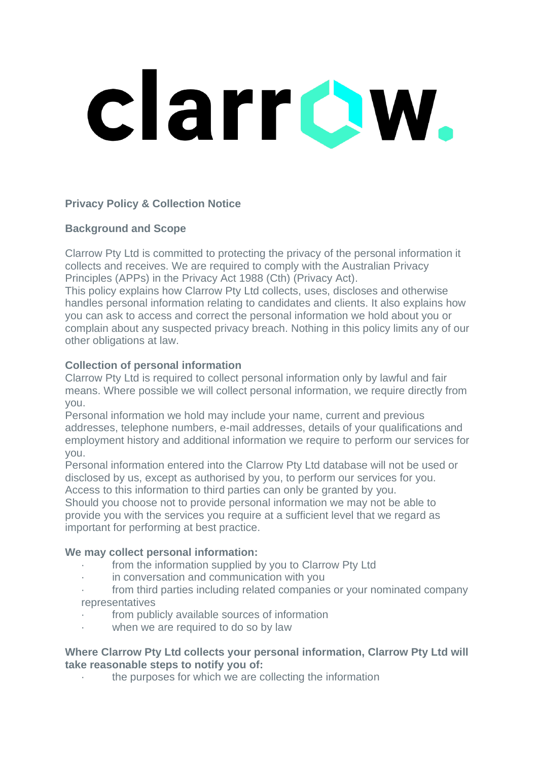clarrow.

## Privacy Policy & Collection Notice

### Background and Scope

Clarrow Pty Ltd is committed to protecting the privacy of the personal information it collects and receives. We are required to comply with the Australian Privacy Principles (APPs) in the Privacy Act 1988 (Cth) (Privacy Act).
This policy explains how Clarrow Pty Ltd collects, uses, discloses and otherwise handles personal information relating to candidates and clients. It also explains how you can ask to access and correct the personal information we hold about you or complain about any suspected privacy breach. Nothing in this policy limits any of our other obligations at law.

### Collection of personal information

Clarrow Pty Ltd is required to collect personal information only by lawful and fair means. Where possible we will collect personal information, we require directly from you.
Personal information we hold may include your name, current and previous addresses, telephone numbers, e-mail addresses, details of your qualifications and employment history and additional information we require to perform our services for you.
Personal information entered into the Clarrow Pty Ltd database will not be used or disclosed by us, except as authorised by you, to perform our services for you.
Access to this information to third parties can only be granted by you.
Should you choose not to provide personal information we may not be able to provide you with the services you require at a sufficient level that we regard as important for performing at best practice.

### We may collect personal information:

- from the information supplied by you to Clarrow Pty Ltd
- in conversation and communication with you
- from third parties including related companies or your nominated company representatives
- from publicly available sources of information
- when we are required to do so by law

### Where Clarrow Pty Ltd collects your personal information, Clarrow Pty Ltd will take reasonable steps to notify you of:

- the purposes for which we are collecting the information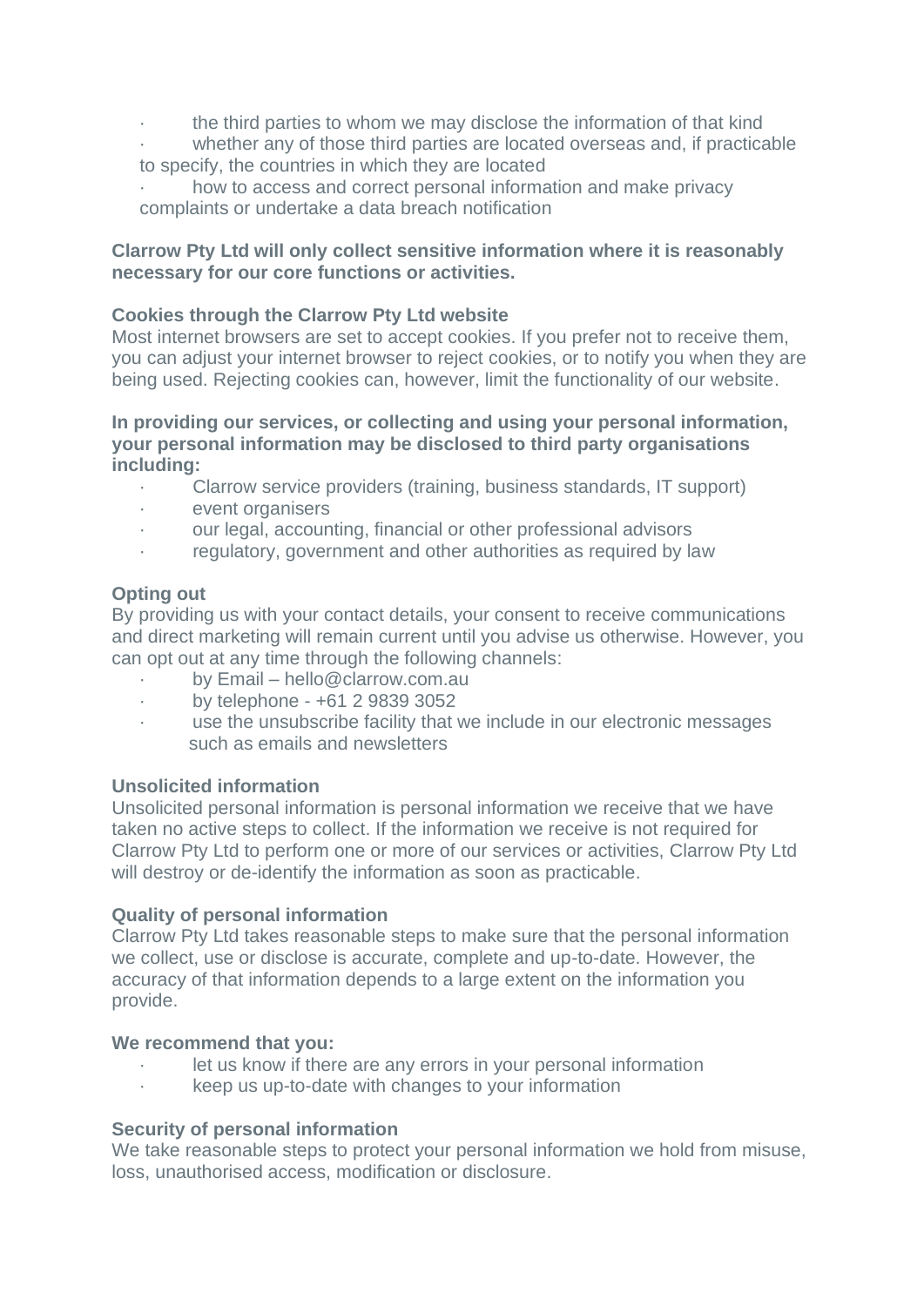- the third parties to whom we may disclose the information of that kind
- whether any of those third parties are located overseas and, if practicable to specify, the countries in which they are located
- how to access and correct personal information and make privacy complaints or undertake a data breach notification

**Clarrow Pty Ltd will only collect sensitive information where it is reasonably necessary for our core functions or activities.**

**Cookies through the Clarrow Pty Ltd website**

Most internet browsers are set to accept cookies. If you prefer not to receive them, you can adjust your internet browser to reject cookies, or to notify you when they are being used. Rejecting cookies can, however, limit the functionality of our website.

**In providing our services, or collecting and using your personal information, your personal information may be disclosed to third party organisations including:**

- Clarrow service providers (training, business standards, IT support)
- event organisers
- our legal, accounting, financial or other professional advisors
- regulatory, government and other authorities as required by law

**Opting out**

By providing us with your contact details, your consent to receive communications and direct marketing will remain current until you advise us otherwise. However, you can opt out at any time through the following channels:

- by Email – hello@clarrow.com.au
- by telephone - +61 2 9839 3052
- use the unsubscribe facility that we include in our electronic messages such as emails and newsletters

**Unsolicited information**

Unsolicited personal information is personal information we receive that we have taken no active steps to collect. If the information we receive is not required for Clarrow Pty Ltd to perform one or more of our services or activities, Clarrow Pty Ltd will destroy or de-identify the information as soon as practicable.

**Quality of personal information**

Clarrow Pty Ltd takes reasonable steps to make sure that the personal information we collect, use or disclose is accurate, complete and up-to-date. However, the accuracy of that information depends to a large extent on the information you provide.

**We recommend that you:**

- let us know if there are any errors in your personal information
- keep us up-to-date with changes to your information

**Security of personal information**

We take reasonable steps to protect your personal information we hold from misuse, loss, unauthorised access, modification or disclosure.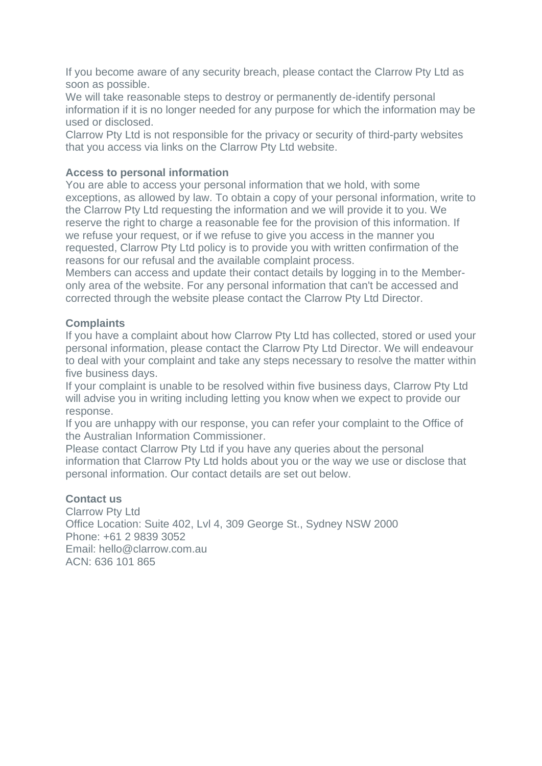If you become aware of any security breach, please contact the Clarrow Pty Ltd as soon as possible.
We will take reasonable steps to destroy or permanently de-identify personal information if it is no longer needed for any purpose for which the information may be used or disclosed.
Clarrow Pty Ltd is not responsible for the privacy or security of third-party websites that you access via links on the Clarrow Pty Ltd website.

**Access to personal information**
You are able to access your personal information that we hold, with some exceptions, as allowed by law. To obtain a copy of your personal information, write to the Clarrow Pty Ltd requesting the information and we will provide it to you. We reserve the right to charge a reasonable fee for the provision of this information. If we refuse your request, or if we refuse to give you access in the manner you requested, Clarrow Pty Ltd policy is to provide you with written confirmation of the reasons for our refusal and the available complaint process.
Members can access and update their contact details by logging in to the Member-only area of the website. For any personal information that can't be accessed and corrected through the website please contact the Clarrow Pty Ltd Director.

**Complaints**
If you have a complaint about how Clarrow Pty Ltd has collected, stored or used your personal information, please contact the Clarrow Pty Ltd Director. We will endeavour to deal with your complaint and take any steps necessary to resolve the matter within five business days.
If your complaint is unable to be resolved within five business days, Clarrow Pty Ltd will advise you in writing including letting you know when we expect to provide our response.
If you are unhappy with our response, you can refer your complaint to the Office of the Australian Information Commissioner.
Please contact Clarrow Pty Ltd if you have any queries about the personal information that Clarrow Pty Ltd holds about you or the way we use or disclose that personal information. Our contact details are set out below.

**Contact us**
Clarrow Pty Ltd
Office Location: Suite 402, Lvl 4, 309 George St., Sydney NSW 2000
Phone: +61 2 9839 3052
Email: hello@clarrow.com.au
ACN: 636 101 865